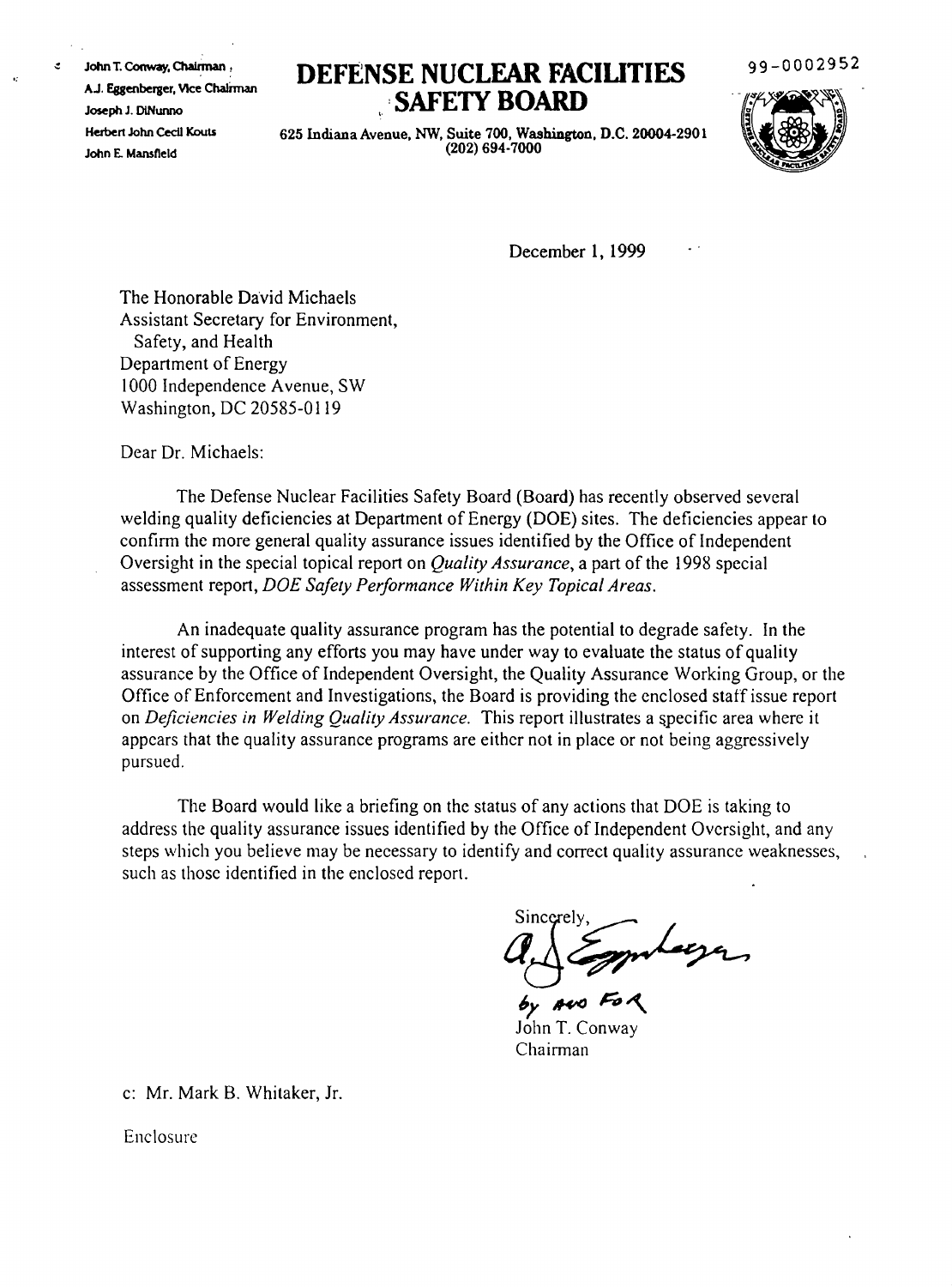John T. Conway, Chairman
A.J. Eggenberger, Vice Chairman
Joseph J. DiNunno
Herbert John Cecil Kouts
John E. Mansfield

# DEFENSE NUCLEAR FACILITIES SAFETY BOARD

625 Indiana Avenue, NW, Suite 700, Washington, D.C. 20004-2901
(202) 694-7000

99-0002952

December 1, 1999

The Honorable David Michaels
Assistant Secretary for Environment,
Safety, and Health
Department of Energy
1000 Independence Avenue, SW
Washington, DC 20585-0119

Dear Dr. Michaels:

The Defense Nuclear Facilities Safety Board (Board) has recently observed several welding quality deficiencies at Department of Energy (DOE) sites. The deficiencies appear to confirm the more general quality assurance issues identified by the Office of Independent Oversight in the special topical report on *Quality Assurance*, a part of the 1998 special assessment report, *DOE Safety Performance Within Key Topical Areas*.

An inadequate quality assurance program has the potential to degrade safety. In the interest of supporting any efforts you may have under way to evaluate the status of quality assurance by the Office of Independent Oversight, the Quality Assurance Working Group, or the Office of Enforcement and Investigations, the Board is providing the enclosed staff issue report on *Deficiencies in Welding Quality Assurance*. This report illustrates a specific area where it appears that the quality assurance programs are either not in place or not being aggressively pursued.

The Board would like a briefing on the status of any actions that DOE is taking to address the quality assurance issues identified by the Office of Independent Oversight, and any steps which you believe may be necessary to identify and correct quality assurance weaknesses, such as those identified in the enclosed report.

Sincerely,

by AJE For

John T. Conway
Chairman

c: Mr. Mark B. Whitaker, Jr.

Enclosure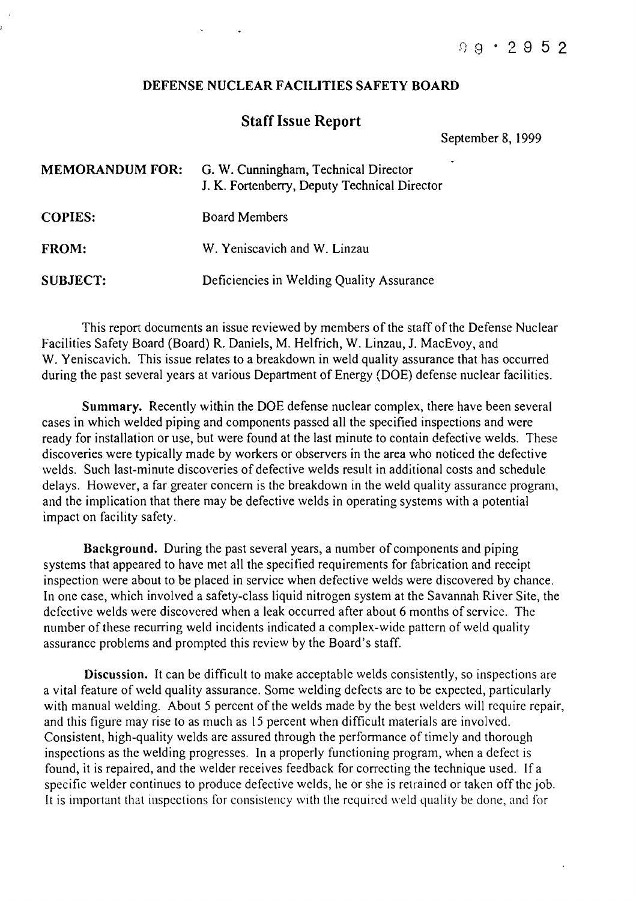99 · 2952

**DEFENSE NUCLEAR FACILITIES SAFETY BOARD**

## Staff Issue Report

September 8, 1999

| | |
|---|---|
| **MEMORANDUM FOR:** | G. W. Cunningham, Technical Director<br>J. K. Fortenberry, Deputy Technical Director |
| **COPIES:** | Board Members |
| **FROM:** | W. Yeniscavich and W. Linzau |
| **SUBJECT:** | Deficiencies in Welding Quality Assurance |

This report documents an issue reviewed by members of the staff of the Defense Nuclear Facilities Safety Board (Board) R. Daniels, M. Helfrich, W. Linzau, J. MacEvoy, and W. Yeniscavich. This issue relates to a breakdown in weld quality assurance that has occurred during the past several years at various Department of Energy (DOE) defense nuclear facilities.

**Summary.** Recently within the DOE defense nuclear complex, there have been several cases in which welded piping and components passed all the specified inspections and were ready for installation or use, but were found at the last minute to contain defective welds. These discoveries were typically made by workers or observers in the area who noticed the defective welds. Such last-minute discoveries of defective welds result in additional costs and schedule delays. However, a far greater concern is the breakdown in the weld quality assurance program, and the implication that there may be defective welds in operating systems with a potential impact on facility safety.

**Background.** During the past several years, a number of components and piping systems that appeared to have met all the specified requirements for fabrication and receipt inspection were about to be placed in service when defective welds were discovered by chance. In one case, which involved a safety-class liquid nitrogen system at the Savannah River Site, the defective welds were discovered when a leak occurred after about 6 months of service. The number of these recurring weld incidents indicated a complex-wide pattern of weld quality assurance problems and prompted this review by the Board's staff.

**Discussion.** It can be difficult to make acceptable welds consistently, so inspections are a vital feature of weld quality assurance. Some welding defects are to be expected, particularly with manual welding. About 5 percent of the welds made by the best welders will require repair, and this figure may rise to as much as 15 percent when difficult materials are involved. Consistent, high-quality welds are assured through the performance of timely and thorough inspections as the welding progresses. In a properly functioning program, when a defect is found, it is repaired, and the welder receives feedback for correcting the technique used. If a specific welder continues to produce defective welds, he or she is retrained or taken off the job. It is important that inspections for consistency with the required weld quality be done, and for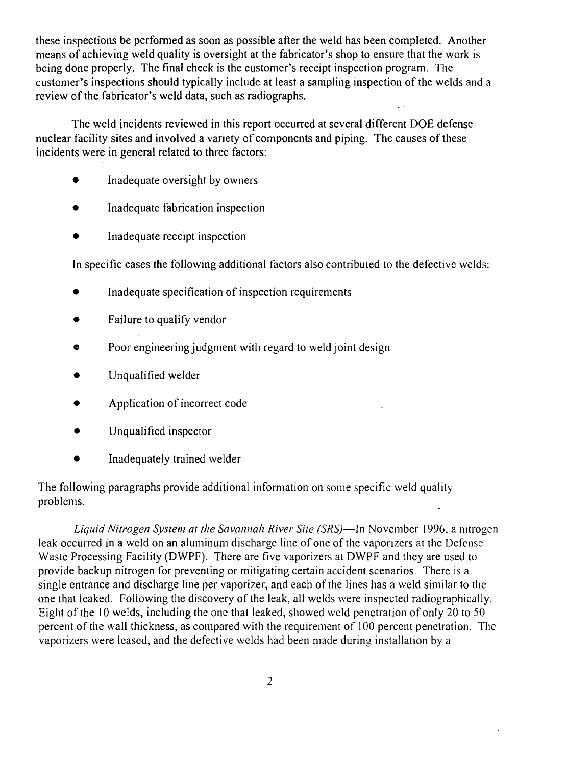these inspections be performed as soon as possible after the weld has been completed. Another means of achieving weld quality is oversight at the fabricator's shop to ensure that the work is being done properly. The final check is the customer's receipt inspection program. The customer's inspections should typically include at least a sampling inspection of the welds and a review of the fabricator's weld data, such as radiographs.

The weld incidents reviewed in this report occurred at several different DOE defense nuclear facility sites and involved a variety of components and piping. The causes of these incidents were in general related to three factors:

- Inadequate oversight by owners
- Inadequate fabrication inspection
- Inadequate receipt inspection

In specific cases the following additional factors also contributed to the defective welds:

- Inadequate specification of inspection requirements
- Failure to qualify vendor
- Poor engineering judgment with regard to weld joint design
- Unqualified welder
- Application of incorrect code
- Unqualified inspector
- Inadequately trained welder

The following paragraphs provide additional information on some specific weld quality problems.

*Liquid Nitrogen System at the Savannah River Site (SRS)*—In November 1996, a nitrogen leak occurred in a weld on an aluminum discharge line of one of the vaporizers at the Defense Waste Processing Facility (DWPF). There are five vaporizers at DWPF and they are used to provide backup nitrogen for preventing or mitigating certain accident scenarios. There is a single entrance and discharge line per vaporizer, and each of the lines has a weld similar to the one that leaked. Following the discovery of the leak, all welds were inspected radiographically. Eight of the 10 welds, including the one that leaked, showed weld penetration of only 20 to 50 percent of the wall thickness, as compared with the requirement of 100 percent penetration. The vaporizers were leased, and the defective welds had been made during installation by a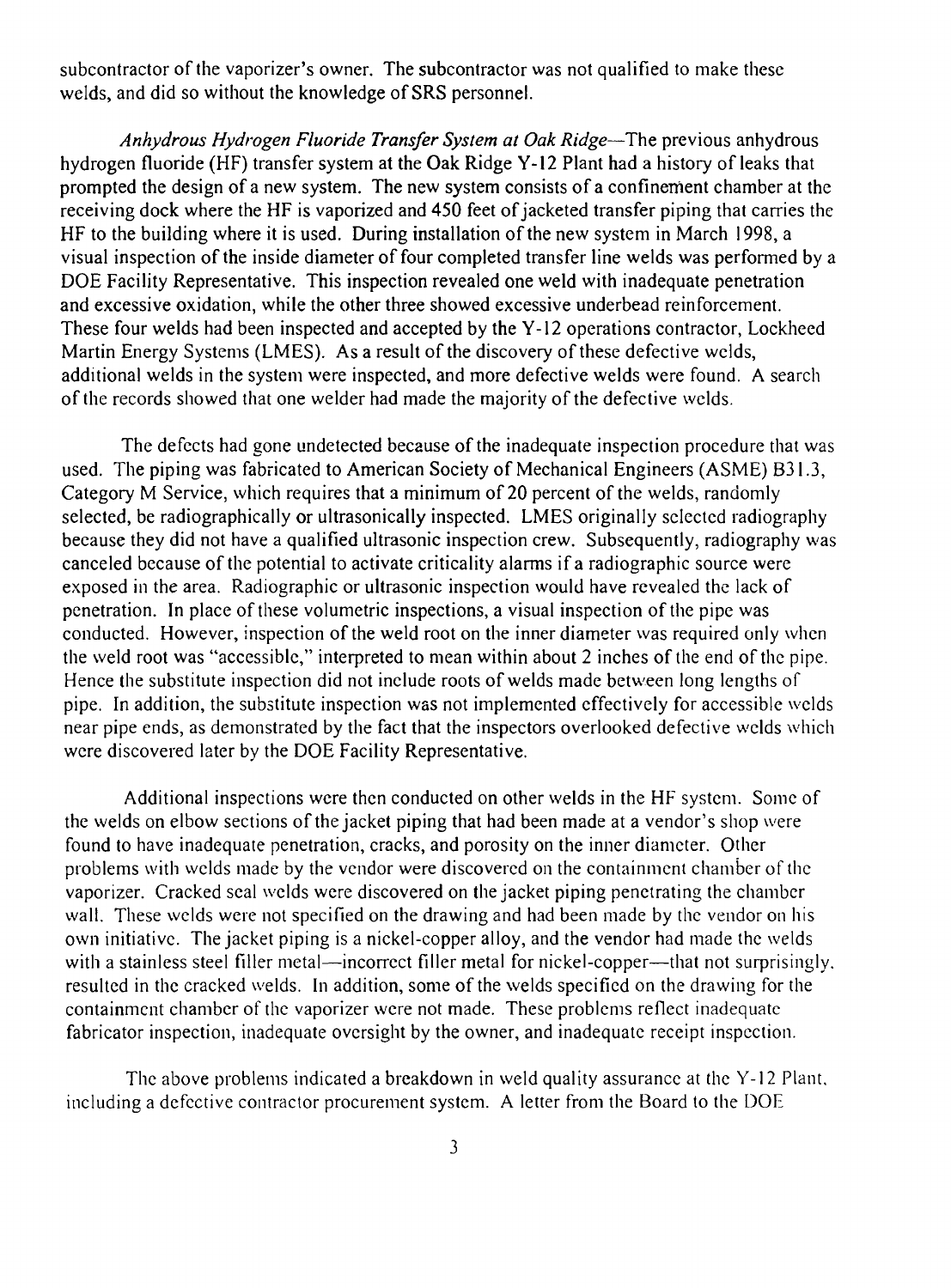subcontractor of the vaporizer's owner. The subcontractor was not qualified to make these welds, and did so without the knowledge of SRS personnel.

*Anhydrous Hydrogen Fluoride Transfer System at Oak Ridge*—The previous anhydrous hydrogen fluoride (HF) transfer system at the Oak Ridge Y-12 Plant had a history of leaks that prompted the design of a new system. The new system consists of a confinement chamber at the receiving dock where the HF is vaporized and 450 feet of jacketed transfer piping that carries the HF to the building where it is used. During installation of the new system in March 1998, a visual inspection of the inside diameter of four completed transfer line welds was performed by a DOE Facility Representative. This inspection revealed one weld with inadequate penetration and excessive oxidation, while the other three showed excessive underbead reinforcement. These four welds had been inspected and accepted by the Y-12 operations contractor, Lockheed Martin Energy Systems (LMES). As a result of the discovery of these defective welds, additional welds in the system were inspected, and more defective welds were found. A search of the records showed that one welder had made the majority of the defective welds.

The defects had gone undetected because of the inadequate inspection procedure that was used. The piping was fabricated to American Society of Mechanical Engineers (ASME) B31.3, Category M Service, which requires that a minimum of 20 percent of the welds, randomly selected, be radiographically or ultrasonically inspected. LMES originally selected radiography because they did not have a qualified ultrasonic inspection crew. Subsequently, radiography was canceled because of the potential to activate criticality alarms if a radiographic source were exposed in the area. Radiographic or ultrasonic inspection would have revealed the lack of penetration. In place of these volumetric inspections, a visual inspection of the pipe was conducted. However, inspection of the weld root on the inner diameter was required only when the weld root was "accessible," interpreted to mean within about 2 inches of the end of the pipe. Hence the substitute inspection did not include roots of welds made between long lengths of pipe. In addition, the substitute inspection was not implemented effectively for accessible welds near pipe ends, as demonstrated by the fact that the inspectors overlooked defective welds which were discovered later by the DOE Facility Representative.

Additional inspections were then conducted on other welds in the HF system. Some of the welds on elbow sections of the jacket piping that had been made at a vendor's shop were found to have inadequate penetration, cracks, and porosity on the inner diameter. Other problems with welds made by the vendor were discovered on the containment chamber of the vaporizer. Cracked seal welds were discovered on the jacket piping penetrating the chamber wall. These welds were not specified on the drawing and had been made by the vendor on his own initiative. The jacket piping is a nickel-copper alloy, and the vendor had made the welds with a stainless steel filler metal—incorrect filler metal for nickel-copper—that not surprisingly, resulted in the cracked welds. In addition, some of the welds specified on the drawing for the containment chamber of the vaporizer were not made. These problems reflect inadequate fabricator inspection, inadequate oversight by the owner, and inadequate receipt inspection.

The above problems indicated a breakdown in weld quality assurance at the Y-12 Plant, including a defective contractor procurement system. A letter from the Board to the DOE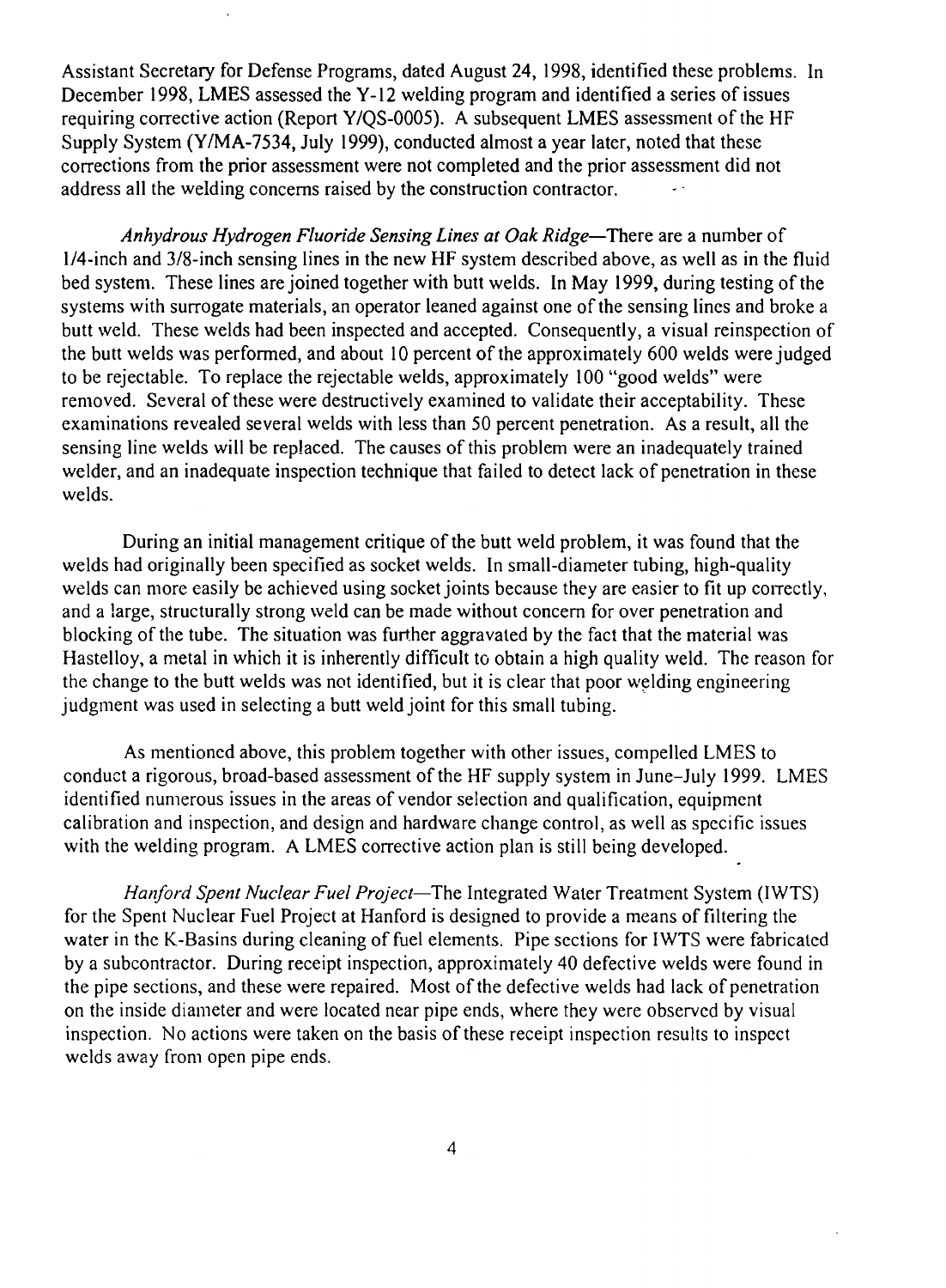Assistant Secretary for Defense Programs, dated August 24, 1998, identified these problems. In December 1998, LMES assessed the Y-12 welding program and identified a series of issues requiring corrective action (Report Y/QS-0005). A subsequent LMES assessment of the HF Supply System (Y/MA-7534, July 1999), conducted almost a year later, noted that these corrections from the prior assessment were not completed and the prior assessment did not address all the welding concerns raised by the construction contractor.

*Anhydrous Hydrogen Fluoride Sensing Lines at Oak Ridge*—There are a number of 1/4-inch and 3/8-inch sensing lines in the new HF system described above, as well as in the fluid bed system. These lines are joined together with butt welds. In May 1999, during testing of the systems with surrogate materials, an operator leaned against one of the sensing lines and broke a butt weld. These welds had been inspected and accepted. Consequently, a visual reinspection of the butt welds was performed, and about 10 percent of the approximately 600 welds were judged to be rejectable. To replace the rejectable welds, approximately 100 "good welds" were removed. Several of these were destructively examined to validate their acceptability. These examinations revealed several welds with less than 50 percent penetration. As a result, all the sensing line welds will be replaced. The causes of this problem were an inadequately trained welder, and an inadequate inspection technique that failed to detect lack of penetration in these welds.

During an initial management critique of the butt weld problem, it was found that the welds had originally been specified as socket welds. In small-diameter tubing, high-quality welds can more easily be achieved using socket joints because they are easier to fit up correctly, and a large, structurally strong weld can be made without concern for over penetration and blocking of the tube. The situation was further aggravated by the fact that the material was Hastelloy, a metal in which it is inherently difficult to obtain a high quality weld. The reason for the change to the butt welds was not identified, but it is clear that poor welding engineering judgment was used in selecting a butt weld joint for this small tubing.

As mentioned above, this problem together with other issues, compelled LMES to conduct a rigorous, broad-based assessment of the HF supply system in June–July 1999. LMES identified numerous issues in the areas of vendor selection and qualification, equipment calibration and inspection, and design and hardware change control, as well as specific issues with the welding program. A LMES corrective action plan is still being developed.

*Hanford Spent Nuclear Fuel Project*—The Integrated Water Treatment System (IWTS) for the Spent Nuclear Fuel Project at Hanford is designed to provide a means of filtering the water in the K-Basins during cleaning of fuel elements. Pipe sections for IWTS were fabricated by a subcontractor. During receipt inspection, approximately 40 defective welds were found in the pipe sections, and these were repaired. Most of the defective welds had lack of penetration on the inside diameter and were located near pipe ends, where they were observed by visual inspection. No actions were taken on the basis of these receipt inspection results to inspect welds away from open pipe ends.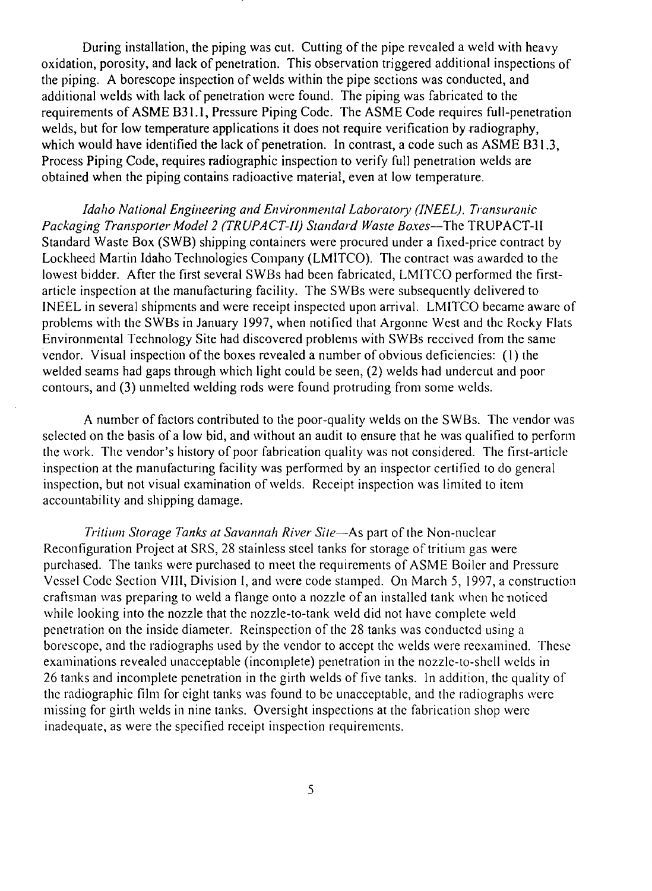During installation, the piping was cut. Cutting of the pipe revealed a weld with heavy oxidation, porosity, and lack of penetration. This observation triggered additional inspections of the piping. A borescope inspection of welds within the pipe sections was conducted, and additional welds with lack of penetration were found. The piping was fabricated to the requirements of ASME B31.1, Pressure Piping Code. The ASME Code requires full-penetration welds, but for low temperature applications it does not require verification by radiography, which would have identified the lack of penetration. In contrast, a code such as ASME B31.3, Process Piping Code, requires radiographic inspection to verify full penetration welds are obtained when the piping contains radioactive material, even at low temperature.

*Idaho National Engineering and Environmental Laboratory (INEEL), Transuranic Packaging Transporter Model 2 (TRUPACT-II) Standard Waste Boxes*—The TRUPACT-II Standard Waste Box (SWB) shipping containers were procured under a fixed-price contract by Lockheed Martin Idaho Technologies Company (LMITCO). The contract was awarded to the lowest bidder. After the first several SWBs had been fabricated, LMITCO performed the first-article inspection at the manufacturing facility. The SWBs were subsequently delivered to INEEL in several shipments and were receipt inspected upon arrival. LMITCO became aware of problems with the SWBs in January 1997, when notified that Argonne West and the Rocky Flats Environmental Technology Site had discovered problems with SWBs received from the same vendor. Visual inspection of the boxes revealed a number of obvious deficiencies: (1) the welded seams had gaps through which light could be seen, (2) welds had undercut and poor contours, and (3) unmelted welding rods were found protruding from some welds.

A number of factors contributed to the poor-quality welds on the SWBs. The vendor was selected on the basis of a low bid, and without an audit to ensure that he was qualified to perform the work. The vendor's history of poor fabrication quality was not considered. The first-article inspection at the manufacturing facility was performed by an inspector certified to do general inspection, but not visual examination of welds. Receipt inspection was limited to item accountability and shipping damage.

*Tritium Storage Tanks at Savannah River Site*—As part of the Non-nuclear Reconfiguration Project at SRS, 28 stainless steel tanks for storage of tritium gas were purchased. The tanks were purchased to meet the requirements of ASME Boiler and Pressure Vessel Code Section VIII, Division I, and were code stamped. On March 5, 1997, a construction craftsman was preparing to weld a flange onto a nozzle of an installed tank when he noticed while looking into the nozzle that the nozzle-to-tank weld did not have complete weld penetration on the inside diameter. Reinspection of the 28 tanks was conducted using a borescope, and the radiographs used by the vendor to accept the welds were reexamined. These examinations revealed unacceptable (incomplete) penetration in the nozzle-to-shell welds in 26 tanks and incomplete penetration in the girth welds of five tanks. In addition, the quality of the radiographic film for eight tanks was found to be unacceptable, and the radiographs were missing for girth welds in nine tanks. Oversight inspections at the fabrication shop were inadequate, as were the specified receipt inspection requirements.